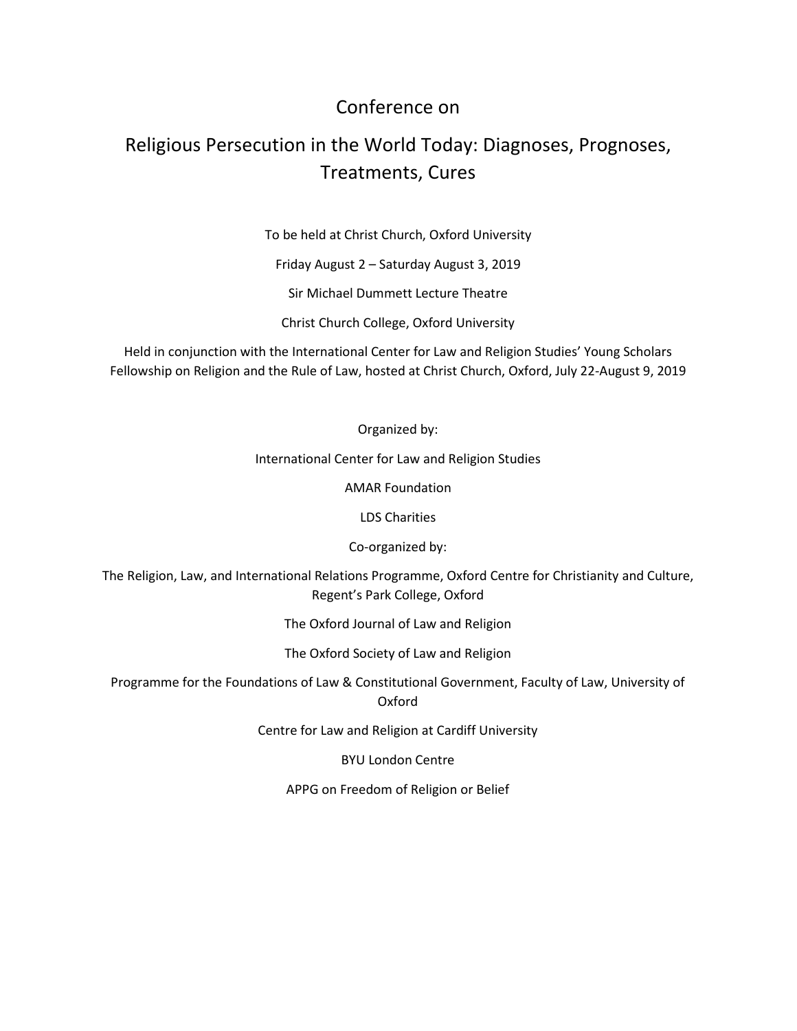# Conference on

# Religious Persecution in the World Today: Diagnoses, Prognoses, Treatments, Cures

To be held at Christ Church, Oxford University

Friday August 2 – Saturday August 3, 2019

Sir Michael Dummett Lecture Theatre

Christ Church College, Oxford University

Held in conjunction with the International Center for Law and Religion Studies' Young Scholars Fellowship on Religion and the Rule of Law, hosted at Christ Church, Oxford, July 22-August 9, 2019

Organized by:

International Center for Law and Religion Studies

AMAR Foundation

LDS Charities

Co-organized by:

The Religion, Law, and International Relations Programme, Oxford Centre for Christianity and Culture, Regent's Park College, Oxford

The Oxford Journal of Law and Religion

The Oxford Society of Law and Religion

Programme for the Foundations of Law & Constitutional Government, Faculty of Law, University of Oxford

Centre for Law and Religion at Cardiff University

BYU London Centre

APPG on Freedom of Religion or Belief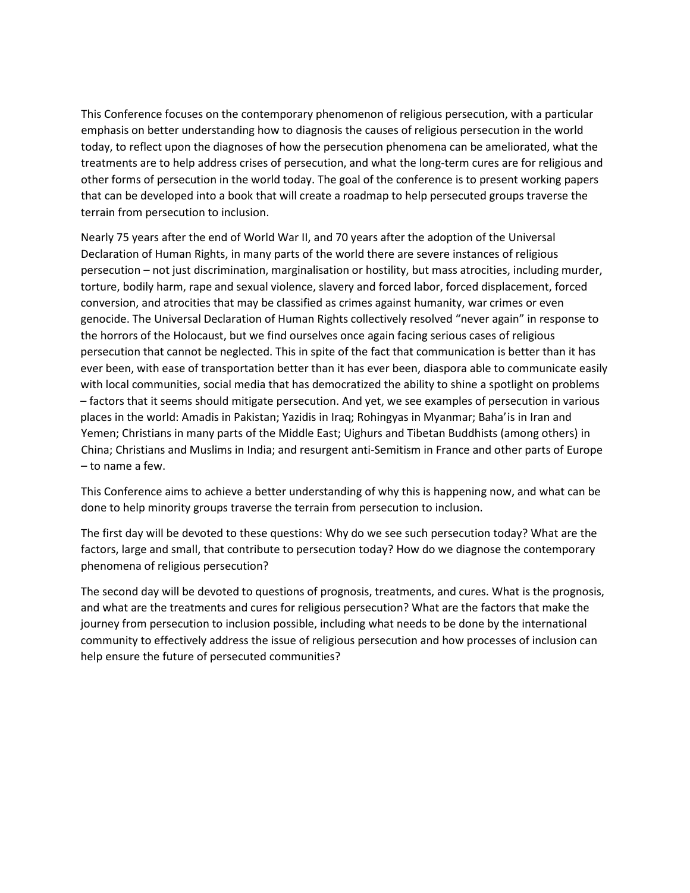This Conference focuses on the contemporary phenomenon of religious persecution, with a particular emphasis on better understanding how to diagnosis the causes of religious persecution in the world today, to reflect upon the diagnoses of how the persecution phenomena can be ameliorated, what the treatments are to help address crises of persecution, and what the long-term cures are for religious and other forms of persecution in the world today. The goal of the conference is to present working papers that can be developed into a book that will create a roadmap to help persecuted groups traverse the terrain from persecution to inclusion.

Nearly 75 years after the end of World War II, and 70 years after the adoption of the Universal Declaration of Human Rights, in many parts of the world there are severe instances of religious persecution – not just discrimination, marginalisation or hostility, but mass atrocities, including murder, torture, bodily harm, rape and sexual violence, slavery and forced labor, forced displacement, forced conversion, and atrocities that may be classified as crimes against humanity, war crimes or even genocide. The Universal Declaration of Human Rights collectively resolved "never again" in response to the horrors of the Holocaust, but we find ourselves once again facing serious cases of religious persecution that cannot be neglected. This in spite of the fact that communication is better than it has ever been, with ease of transportation better than it has ever been, diaspora able to communicate easily with local communities, social media that has democratized the ability to shine a spotlight on problems – factors that it seems should mitigate persecution. And yet, we see examples of persecution in various places in the world: Amadis in Pakistan; Yazidis in Iraq; Rohingyas in Myanmar; Baha'is in Iran and Yemen; Christians in many parts of the Middle East; Uighurs and Tibetan Buddhists (among others) in China; Christians and Muslims in India; and resurgent anti-Semitism in France and other parts of Europe – to name a few.

This Conference aims to achieve a better understanding of why this is happening now, and what can be done to help minority groups traverse the terrain from persecution to inclusion.

The first day will be devoted to these questions: Why do we see such persecution today? What are the factors, large and small, that contribute to persecution today? How do we diagnose the contemporary phenomena of religious persecution?

The second day will be devoted to questions of prognosis, treatments, and cures. What is the prognosis, and what are the treatments and cures for religious persecution? What are the factors that make the journey from persecution to inclusion possible, including what needs to be done by the international community to effectively address the issue of religious persecution and how processes of inclusion can help ensure the future of persecuted communities?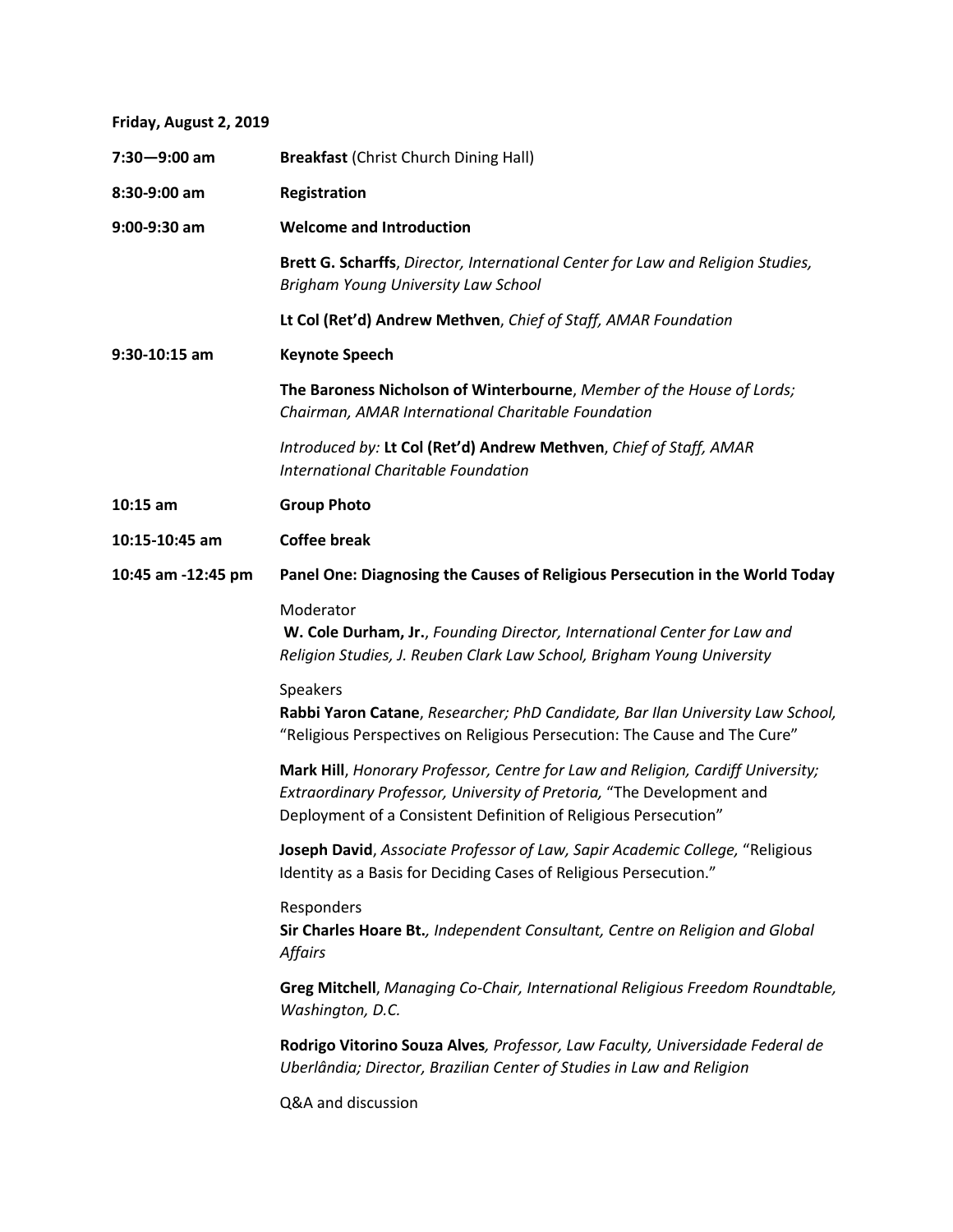**Friday, August 2, 2019**

**7:30—9:00 am** **Breakfast** (Christ Church Dining Hall)

**8:30-9:00 am** **Registration**

**9:00-9:30 am** **Welcome and Introduction**

**Brett G. Scharffs**, *Director, International Center for Law and Religion Studies, Brigham Young University Law School*

**Lt Col (Ret'd) Andrew Methven**, *Chief of Staff, AMAR Foundation*

**9:30-10:15 am** **Keynote Speech**

**The Baroness Nicholson of Winterbourne**, *Member of the House of Lords; Chairman, AMAR International Charitable Foundation*

*Introduced by:* **Lt Col (Ret'd) Andrew Methven**, *Chief of Staff, AMAR International Charitable Foundation*

**10:15 am** **Group Photo**

**10:15-10:45 am** **Coffee break**

**10:45 am -12:45 pm** **Panel One: Diagnosing the Causes of Religious Persecution in the World Today**

Moderator
**W. Cole Durham, Jr.**, *Founding Director, International Center for Law and Religion Studies, J. Reuben Clark Law School, Brigham Young University*

Speakers
**Rabbi Yaron Catane**, *Researcher; PhD Candidate, Bar Ilan University Law School,* "Religious Perspectives on Religious Persecution: The Cause and The Cure"

**Mark Hill**, *Honorary Professor, Centre for Law and Religion, Cardiff University; Extraordinary Professor, University of Pretoria,* "The Development and Deployment of a Consistent Definition of Religious Persecution"

**Joseph David**, *Associate Professor of Law, Sapir Academic College,* "Religious Identity as a Basis for Deciding Cases of Religious Persecution."

Responders
**Sir Charles Hoare Bt.***, Independent Consultant, Centre on Religion and Global Affairs*

**Greg Mitchell**, *Managing Co-Chair, International Religious Freedom Roundtable, Washington, D.C.*

**Rodrigo Vitorino Souza Alves***, Professor, Law Faculty, Universidade Federal de Uberlândia; Director, Brazilian Center of Studies in Law and Religion*

Q&A and discussion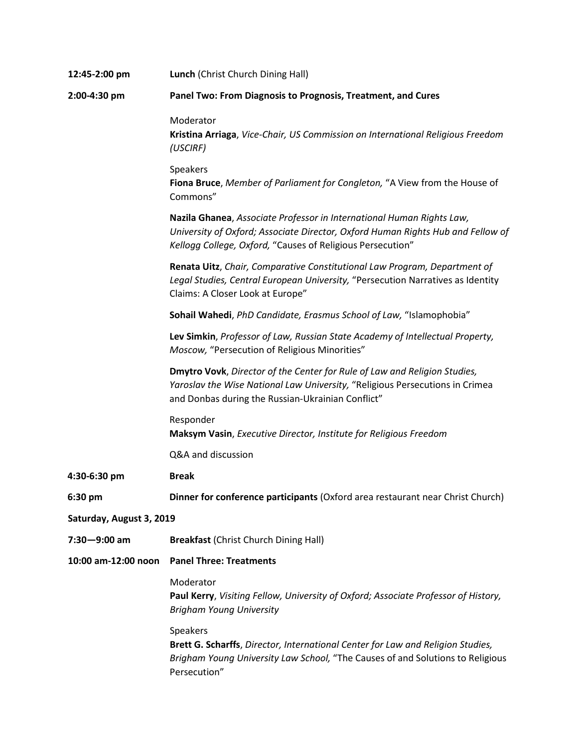**12:45-2:00 pm** **Lunch** (Christ Church Dining Hall)

**2:00-4:30 pm** **Panel Two: From Diagnosis to Prognosis, Treatment, and Cures**

Moderator
**Kristina Arriaga**, *Vice-Chair, US Commission on International Religious Freedom (USCIRF)*

Speakers
**Fiona Bruce**, *Member of Parliament for Congleton,* "A View from the House of Commons"

**Nazila Ghanea**, *Associate Professor in International Human Rights Law, University of Oxford; Associate Director, Oxford Human Rights Hub and Fellow of Kellogg College, Oxford,* "Causes of Religious Persecution"

**Renata Uitz**, *Chair, Comparative Constitutional Law Program, Department of Legal Studies, Central European University,* "Persecution Narratives as Identity Claims: A Closer Look at Europe"

**Sohail Wahedi**, *PhD Candidate, Erasmus School of Law,* "Islamophobia"

**Lev Simkin**, *Professor of Law, Russian State Academy of Intellectual Property, Moscow,* "Persecution of Religious Minorities"

**Dmytro Vovk**, *Director of the Center for Rule of Law and Religion Studies, Yaroslav the Wise National Law University,* "Religious Persecutions in Crimea and Donbas during the Russian-Ukrainian Conflict"

Responder
**Maksym Vasin**, *Executive Director, Institute for Religious Freedom*

Q&A and discussion

**4:30-6:30 pm** **Break**

**6:30 pm** **Dinner for conference participants** (Oxford area restaurant near Christ Church)

**Saturday, August 3, 2019**

**7:30—9:00 am** **Breakfast** (Christ Church Dining Hall)

**10:00 am-12:00 noon** **Panel Three: Treatments**

Moderator
**Paul Kerry**, *Visiting Fellow, University of Oxford; Associate Professor of History, Brigham Young University*

Speakers
**Brett G. Scharffs**, *Director, International Center for Law and Religion Studies, Brigham Young University Law School,* "The Causes of and Solutions to Religious Persecution"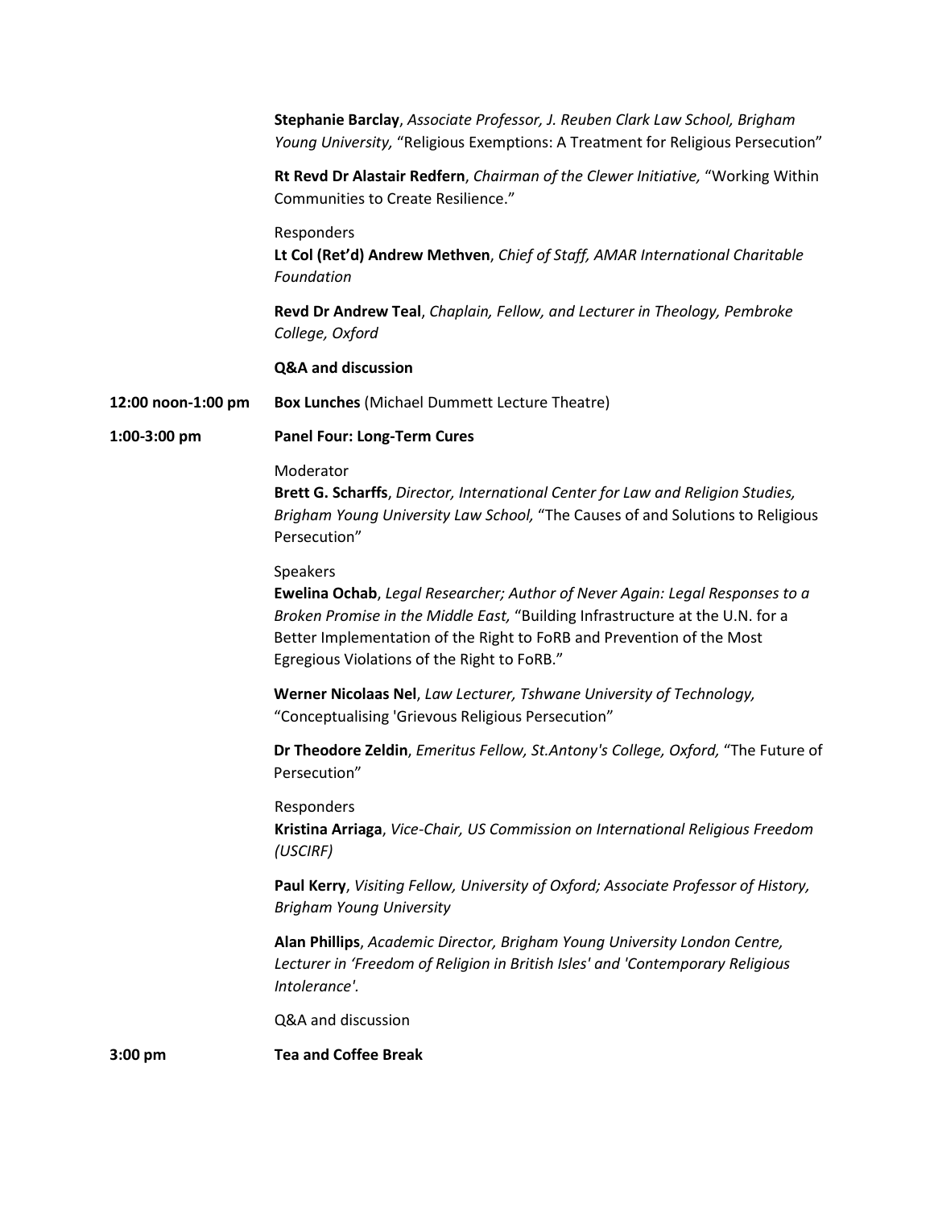**Stephanie Barclay**, *Associate Professor, J. Reuben Clark Law School, Brigham Young University,* "Religious Exemptions: A Treatment for Religious Persecution"

**Rt Revd Dr Alastair Redfern**, *Chairman of the Clewer Initiative,* "Working Within Communities to Create Resilience."

Responders

**Lt Col (Ret'd) Andrew Methven**, *Chief of Staff, AMAR International Charitable Foundation*

**Revd Dr Andrew Teal**, *Chaplain, Fellow, and Lecturer in Theology, Pembroke College, Oxford*

**Q&A and discussion**

**12:00 noon-1:00 pm** **Box Lunches** (Michael Dummett Lecture Theatre)

**1:00-3:00 pm** **Panel Four: Long-Term Cures**

Moderator

**Brett G. Scharffs**, *Director, International Center for Law and Religion Studies, Brigham Young University Law School,* "The Causes of and Solutions to Religious Persecution"

Speakers

**Ewelina Ochab**, *Legal Researcher; Author of Never Again: Legal Responses to a Broken Promise in the Middle East,* "Building Infrastructure at the U.N. for a Better Implementation of the Right to FoRB and Prevention of the Most Egregious Violations of the Right to FoRB."

**Werner Nicolaas Nel**, *Law Lecturer, Tshwane University of Technology,* "Conceptualising 'Grievous Religious Persecution"

**Dr Theodore Zeldin**, *Emeritus Fellow, St.Antony's College, Oxford,* "The Future of Persecution"

Responders

**Kristina Arriaga**, *Vice-Chair, US Commission on International Religious Freedom (USCIRF)*

**Paul Kerry**, *Visiting Fellow, University of Oxford; Associate Professor of History, Brigham Young University*

**Alan Phillips**, *Academic Director, Brigham Young University London Centre, Lecturer in 'Freedom of Religion in British Isles' and 'Contemporary Religious Intolerance'.*

Q&A and discussion

**3:00 pm** **Tea and Coffee Break**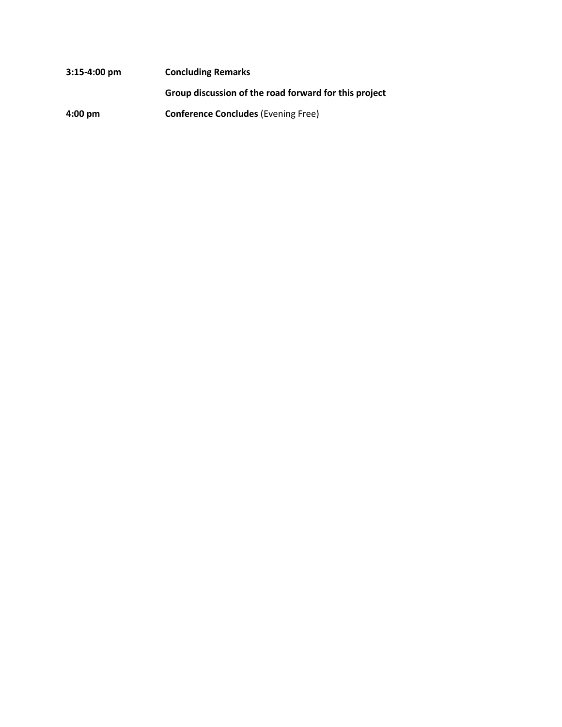| | |
|---|---|
| **3:15-4:00 pm** | **Concluding Remarks** |
| | **Group discussion of the road forward for this project** |
| **4:00 pm** | **Conference Concludes** (Evening Free) |